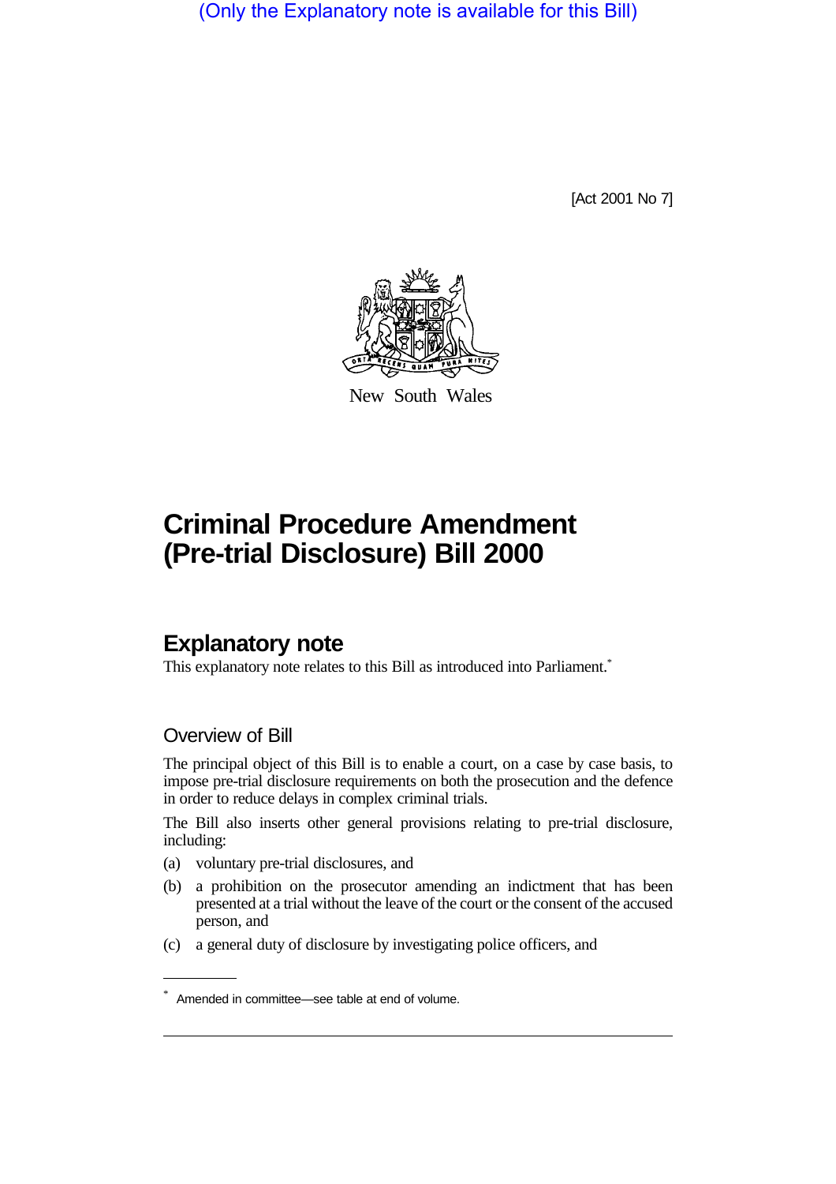(Only the Explanatory note is available for this Bill)

[Act 2001 No 7]

New South Wales

# Criminal Procedure Amendment (Pre-trial Disclosure) Bill 2000

## Explanatory note

This explanatory note relates to this Bill as introduced into Parliament.*

### Overview of Bill

The principal object of this Bill is to enable a court, on a case by case basis, to impose pre-trial disclosure requirements on both the prosecution and the defence in order to reduce delays in complex criminal trials.

The Bill also inserts other general provisions relating to pre-trial disclosure, including:

(a) voluntary pre-trial disclosures, and

(b) a prohibition on the prosecutor amending an indictment that has been presented at a trial without the leave of the court or the consent of the accused person, and

(c) a general duty of disclosure by investigating police officers, and

* Amended in committee—see table at end of volume.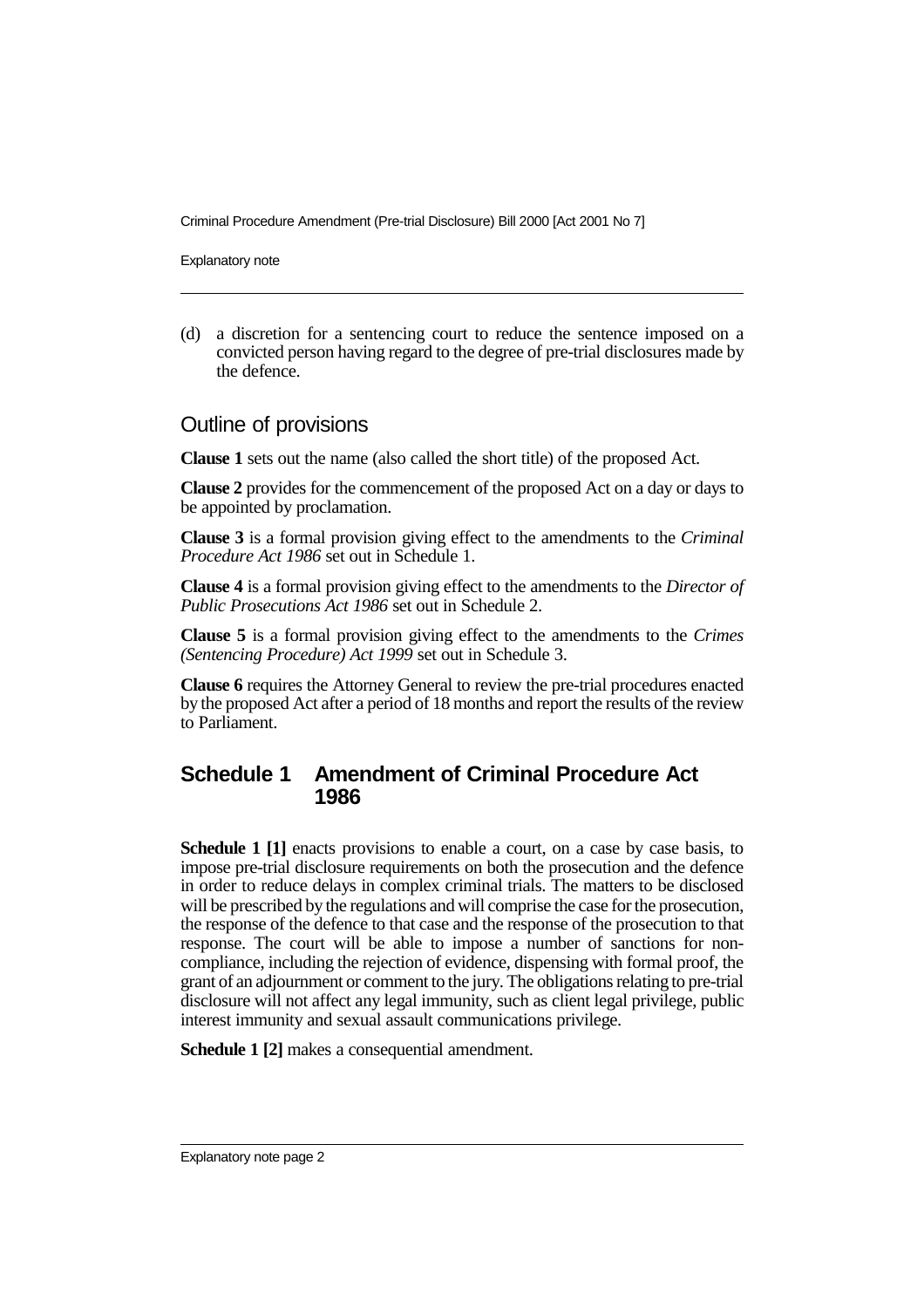(d) a discretion for a sentencing court to reduce the sentence imposed on a convicted person having regard to the degree of pre-trial disclosures made by the defence.

## Outline of provisions

**Clause 1** sets out the name (also called the short title) of the proposed Act.

**Clause 2** provides for the commencement of the proposed Act on a day or days to be appointed by proclamation.

**Clause 3** is a formal provision giving effect to the amendments to the *Criminal Procedure Act 1986* set out in Schedule 1.

**Clause 4** is a formal provision giving effect to the amendments to the *Director of Public Prosecutions Act 1986* set out in Schedule 2.

**Clause 5** is a formal provision giving effect to the amendments to the *Crimes (Sentencing Procedure) Act 1999* set out in Schedule 3.

**Clause 6** requires the Attorney General to review the pre-trial procedures enacted by the proposed Act after a period of 18 months and report the results of the review to Parliament.

## Schedule 1 Amendment of Criminal Procedure Act 1986

**Schedule 1 [1]** enacts provisions to enable a court, on a case by case basis, to impose pre-trial disclosure requirements on both the prosecution and the defence in order to reduce delays in complex criminal trials. The matters to be disclosed will be prescribed by the regulations and will comprise the case for the prosecution, the response of the defence to that case and the response of the prosecution to that response. The court will be able to impose a number of sanctions for non-compliance, including the rejection of evidence, dispensing with formal proof, the grant of an adjournment or comment to the jury. The obligations relating to pre-trial disclosure will not affect any legal immunity, such as client legal privilege, public interest immunity and sexual assault communications privilege.

**Schedule 1 [2]** makes a consequential amendment.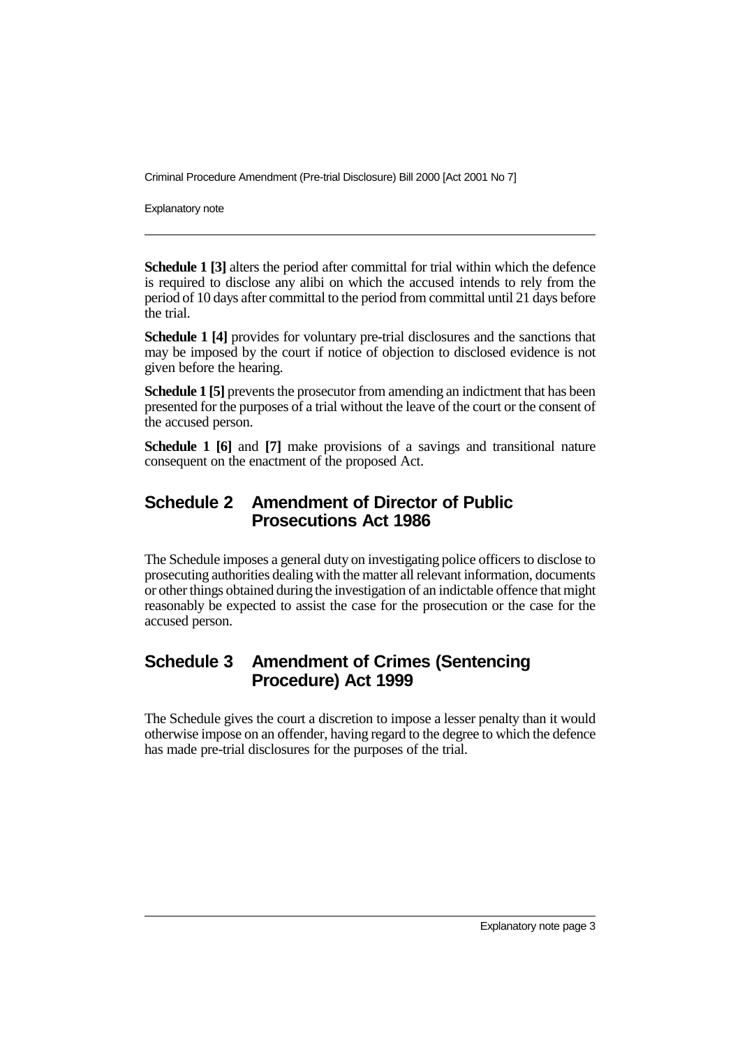**Schedule 1 [3]** alters the period after committal for trial within which the defence is required to disclose any alibi on which the accused intends to rely from the period of 10 days after committal to the period from committal until 21 days before the trial.

**Schedule 1 [4]** provides for voluntary pre-trial disclosures and the sanctions that may be imposed by the court if notice of objection to disclosed evidence is not given before the hearing.

**Schedule 1 [5]** prevents the prosecutor from amending an indictment that has been presented for the purposes of a trial without the leave of the court or the consent of the accused person.

**Schedule 1 [6]** and **[7]** make provisions of a savings and transitional nature consequent on the enactment of the proposed Act.

## Schedule 2 Amendment of Director of Public Prosecutions Act 1986

The Schedule imposes a general duty on investigating police officers to disclose to prosecuting authorities dealing with the matter all relevant information, documents or other things obtained during the investigation of an indictable offence that might reasonably be expected to assist the case for the prosecution or the case for the accused person.

## Schedule 3 Amendment of Crimes (Sentencing Procedure) Act 1999

The Schedule gives the court a discretion to impose a lesser penalty than it would otherwise impose on an offender, having regard to the degree to which the defence has made pre-trial disclosures for the purposes of the trial.